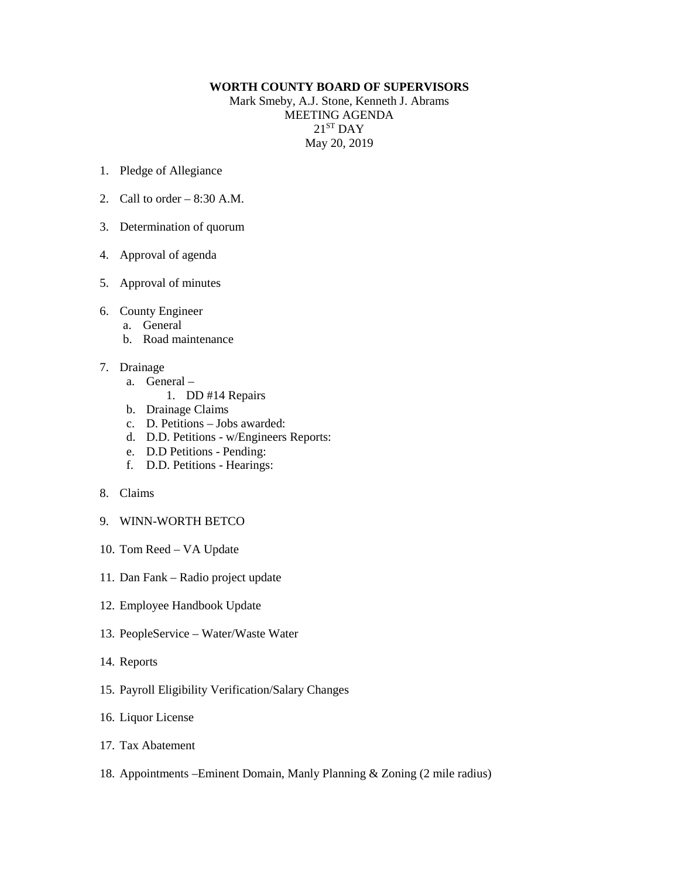**WORTH COUNTY BOARD OF SUPERVISORS**

Mark Smeby, A.J. Stone, Kenneth J. Abrams

MEETING AGENDA

21ST DAY

May 20, 2019

1. Pledge of Allegiance

2. Call to order – 8:30 A.M.

3. Determination of quorum

4. Approval of agenda

5. Approval of minutes

6. County Engineer
   a. General
   b. Road maintenance

7. Drainage
   a. General –
      1. DD #14 Repairs
   b. Drainage Claims
   c. D. Petitions – Jobs awarded:
   d. D.D. Petitions - w/Engineers Reports:
   e. D.D Petitions - Pending:
   f. D.D. Petitions - Hearings:

8. Claims

9. WINN-WORTH BETCO

10. Tom Reed – VA Update

11. Dan Fank – Radio project update

12. Employee Handbook Update

13. PeopleService – Water/Waste Water

14. Reports

15. Payroll Eligibility Verification/Salary Changes

16. Liquor License

17. Tax Abatement

18. Appointments –Eminent Domain, Manly Planning & Zoning (2 mile radius)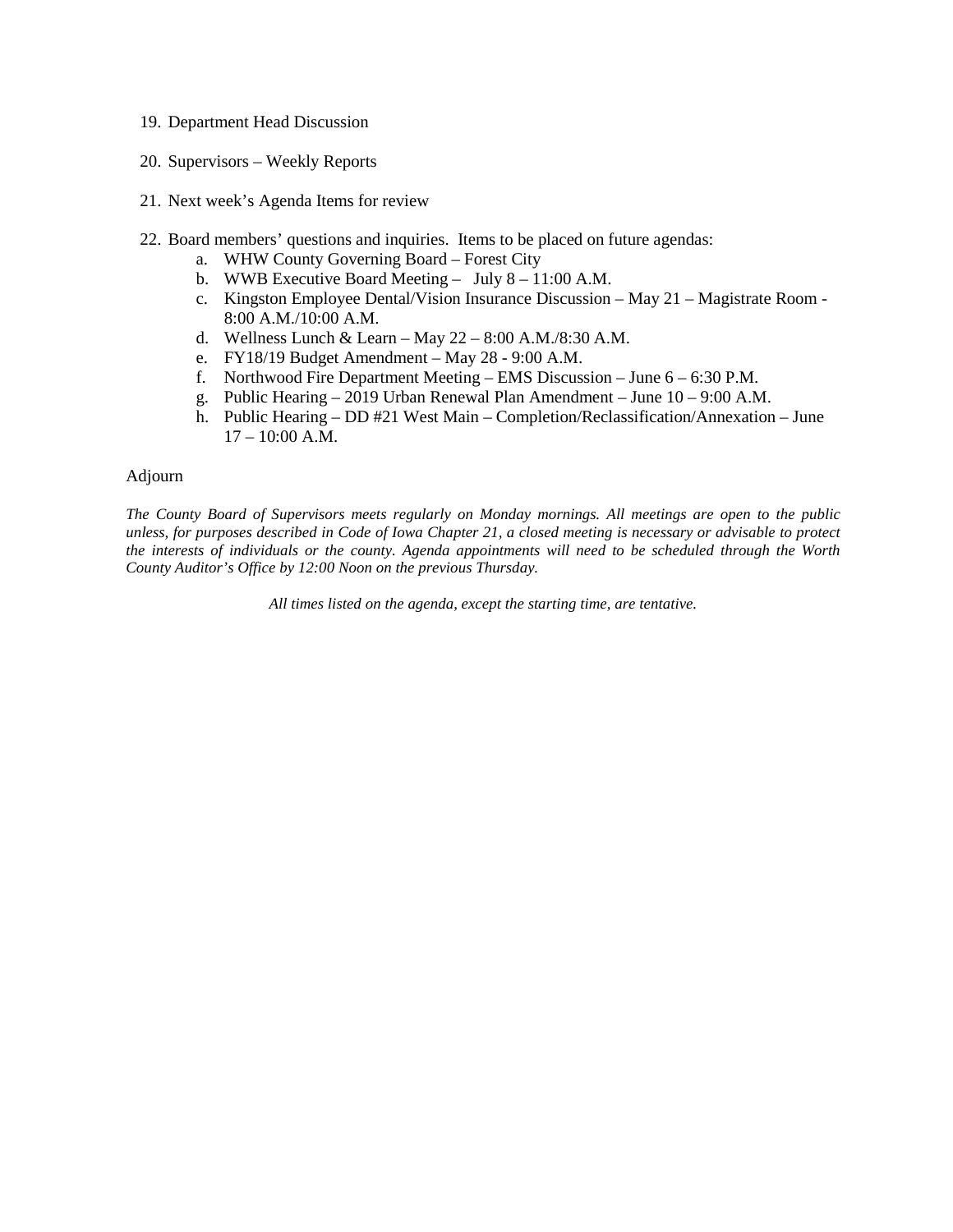19. Department Head Discussion

20. Supervisors – Weekly Reports

21. Next week's Agenda Items for review

22. Board members' questions and inquiries. Items to be placed on future agendas:
    a. WHW County Governing Board – Forest City
    b. WWB Executive Board Meeting – July 8 – 11:00 A.M.
    c. Kingston Employee Dental/Vision Insurance Discussion – May 21 – Magistrate Room - 8:00 A.M./10:00 A.M.
    d. Wellness Lunch & Learn – May 22 – 8:00 A.M./8:30 A.M.
    e. FY18/19 Budget Amendment – May 28 - 9:00 A.M.
    f. Northwood Fire Department Meeting – EMS Discussion – June 6 – 6:30 P.M.
    g. Public Hearing – 2019 Urban Renewal Plan Amendment – June 10 – 9:00 A.M.
    h. Public Hearing – DD #21 West Main – Completion/Reclassification/Annexation – June 17 – 10:00 A.M.

Adjourn

*The County Board of Supervisors meets regularly on Monday mornings. All meetings are open to the public unless, for purposes described in Code of Iowa Chapter 21, a closed meeting is necessary or advisable to protect the interests of individuals or the county. Agenda appointments will need to be scheduled through the Worth County Auditor's Office by 12:00 Noon on the previous Thursday.*

*All times listed on the agenda, except the starting time, are tentative.*